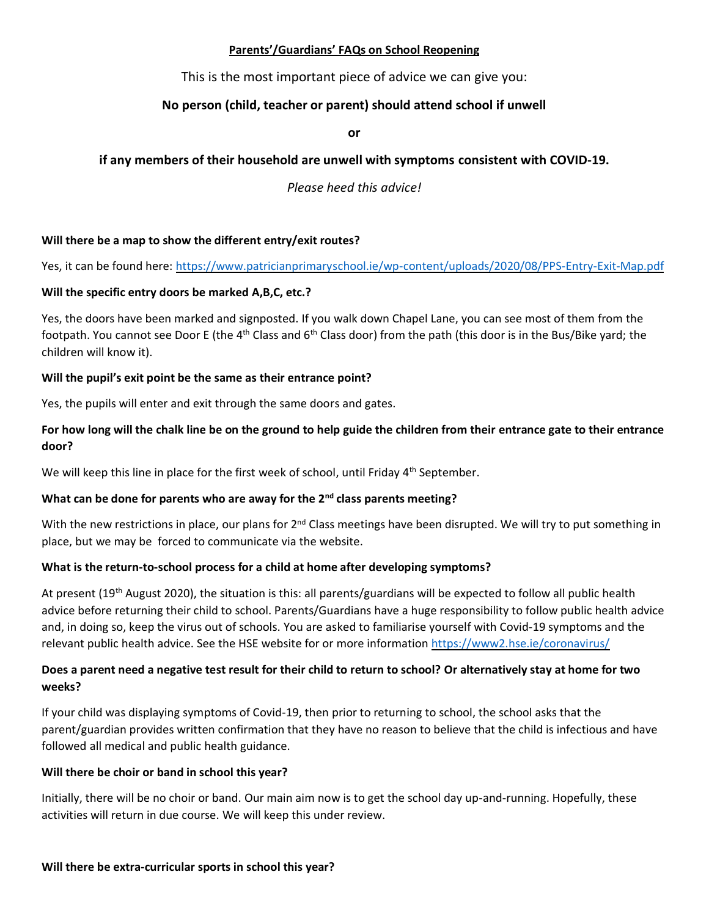## Parents'/Guardians' FAQs on School Reopening

This is the most important piece of advice we can give you:

**No person (child, teacher or parent) should attend school if unwell**

**or**

**if any members of their household are unwell with symptoms consistent with COVID-19.**

*Please heed this advice!*

**Will there be a map to show the different entry/exit routes?**

Yes, it can be found here: https://www.patricianprimaryschool.ie/wp-content/uploads/2020/08/PPS-Entry-Exit-Map.pdf

**Will the specific entry doors be marked A,B,C, etc.?**

Yes, the doors have been marked and signposted. If you walk down Chapel Lane, you can see most of them from the footpath. You cannot see Door E (the 4th Class and 6th Class door) from the path (this door is in the Bus/Bike yard; the children will know it).

**Will the pupil's exit point be the same as their entrance point?**

Yes, the pupils will enter and exit through the same doors and gates.

**For how long will the chalk line be on the ground to help guide the children from their entrance gate to their entrance door?**

We will keep this line in place for the first week of school, until Friday 4th September.

**What can be done for parents who are away for the 2nd class parents meeting?**

With the new restrictions in place, our plans for 2nd Class meetings have been disrupted. We will try to put something in place, but we may be forced to communicate via the website.

**What is the return-to-school process for a child at home after developing symptoms?**

At present (19th August 2020), the situation is this: all parents/guardians will be expected to follow all public health advice before returning their child to school. Parents/Guardians have a huge responsibility to follow public health advice and, in doing so, keep the virus out of schools. You are asked to familiarise yourself with Covid-19 symptoms and the relevant public health advice. See the HSE website for or more information https://www2.hse.ie/coronavirus/

**Does a parent need a negative test result for their child to return to school? Or alternatively stay at home for two weeks?**

If your child was displaying symptoms of Covid-19, then prior to returning to school, the school asks that the parent/guardian provides written confirmation that they have no reason to believe that the child is infectious and have followed all medical and public health guidance.

**Will there be choir or band in school this year?**

Initially, there will be no choir or band. Our main aim now is to get the school day up-and-running. Hopefully, these activities will return in due course. We will keep this under review.

**Will there be extra-curricular sports in school this year?**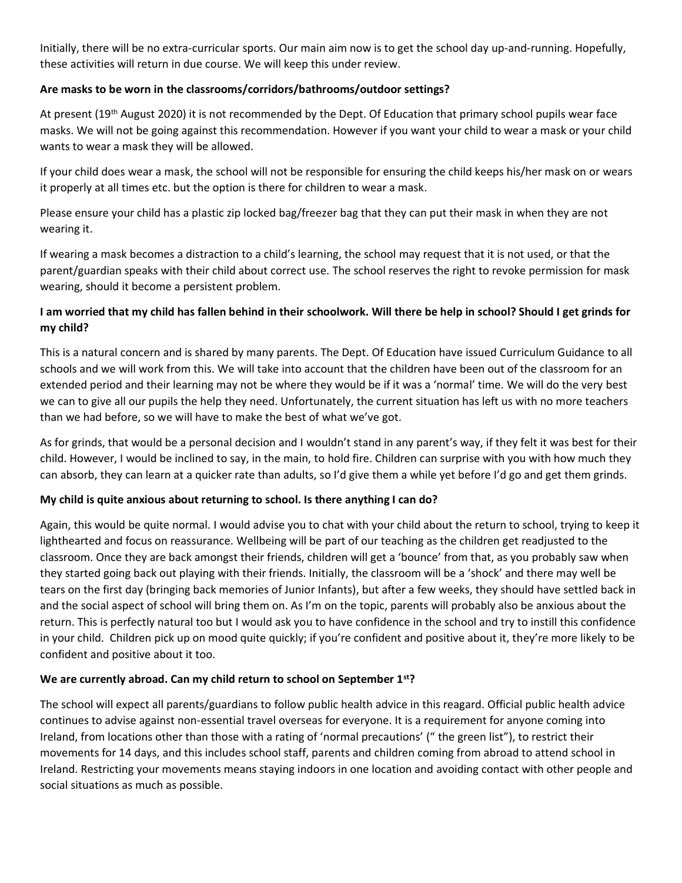Initially, there will be no extra-curricular sports. Our main aim now is to get the school day up-and-running. Hopefully, these activities will return in due course. We will keep this under review.

**Are masks to be worn in the classrooms/corridors/bathrooms/outdoor settings?**

At present (19th August 2020) it is not recommended by the Dept. Of Education that primary school pupils wear face masks. We will not be going against this recommendation. However if you want your child to wear a mask or your child wants to wear a mask they will be allowed.

If your child does wear a mask, the school will not be responsible for ensuring the child keeps his/her mask on or wears it properly at all times etc. but the option is there for children to wear a mask.

Please ensure your child has a plastic zip locked bag/freezer bag that they can put their mask in when they are not wearing it.

If wearing a mask becomes a distraction to a child's learning, the school may request that it is not used, or that the parent/guardian speaks with their child about correct use. The school reserves the right to revoke permission for mask wearing, should it become a persistent problem.

**I am worried that my child has fallen behind in their schoolwork. Will there be help in school? Should I get grinds for my child?**

This is a natural concern and is shared by many parents. The Dept. Of Education have issued Curriculum Guidance to all schools and we will work from this. We will take into account that the children have been out of the classroom for an extended period and their learning may not be where they would be if it was a 'normal' time. We will do the very best we can to give all our pupils the help they need. Unfortunately, the current situation has left us with no more teachers than we had before, so we will have to make the best of what we've got.

As for grinds, that would be a personal decision and I wouldn't stand in any parent's way, if they felt it was best for their child. However, I would be inclined to say, in the main, to hold fire. Children can surprise with you with how much they can absorb, they can learn at a quicker rate than adults, so I'd give them a while yet before I'd go and get them grinds.

**My child is quite anxious about returning to school. Is there anything I can do?**

Again, this would be quite normal. I would advise you to chat with your child about the return to school, trying to keep it lighthearted and focus on reassurance. Wellbeing will be part of our teaching as the children get readjusted to the classroom. Once they are back amongst their friends, children will get a 'bounce' from that, as you probably saw when they started going back out playing with their friends. Initially, the classroom will be a 'shock' and there may well be tears on the first day (bringing back memories of Junior Infants), but after a few weeks, they should have settled back in and the social aspect of school will bring them on. As I'm on the topic, parents will probably also be anxious about the return. This is perfectly natural too but I would ask you to have confidence in the school and try to instill this confidence in your child. Children pick up on mood quite quickly; if you're confident and positive about it, they're more likely to be confident and positive about it too.

**We are currently abroad. Can my child return to school on September 1st?**

The school will expect all parents/guardians to follow public health advice in this reagard. Official public health advice continues to advise against non-essential travel overseas for everyone. It is a requirement for anyone coming into Ireland, from locations other than those with a rating of 'normal precautions' (" the green list"), to restrict their movements for 14 days, and this includes school staff, parents and children coming from abroad to attend school in Ireland. Restricting your movements means staying indoors in one location and avoiding contact with other people and social situations as much as possible.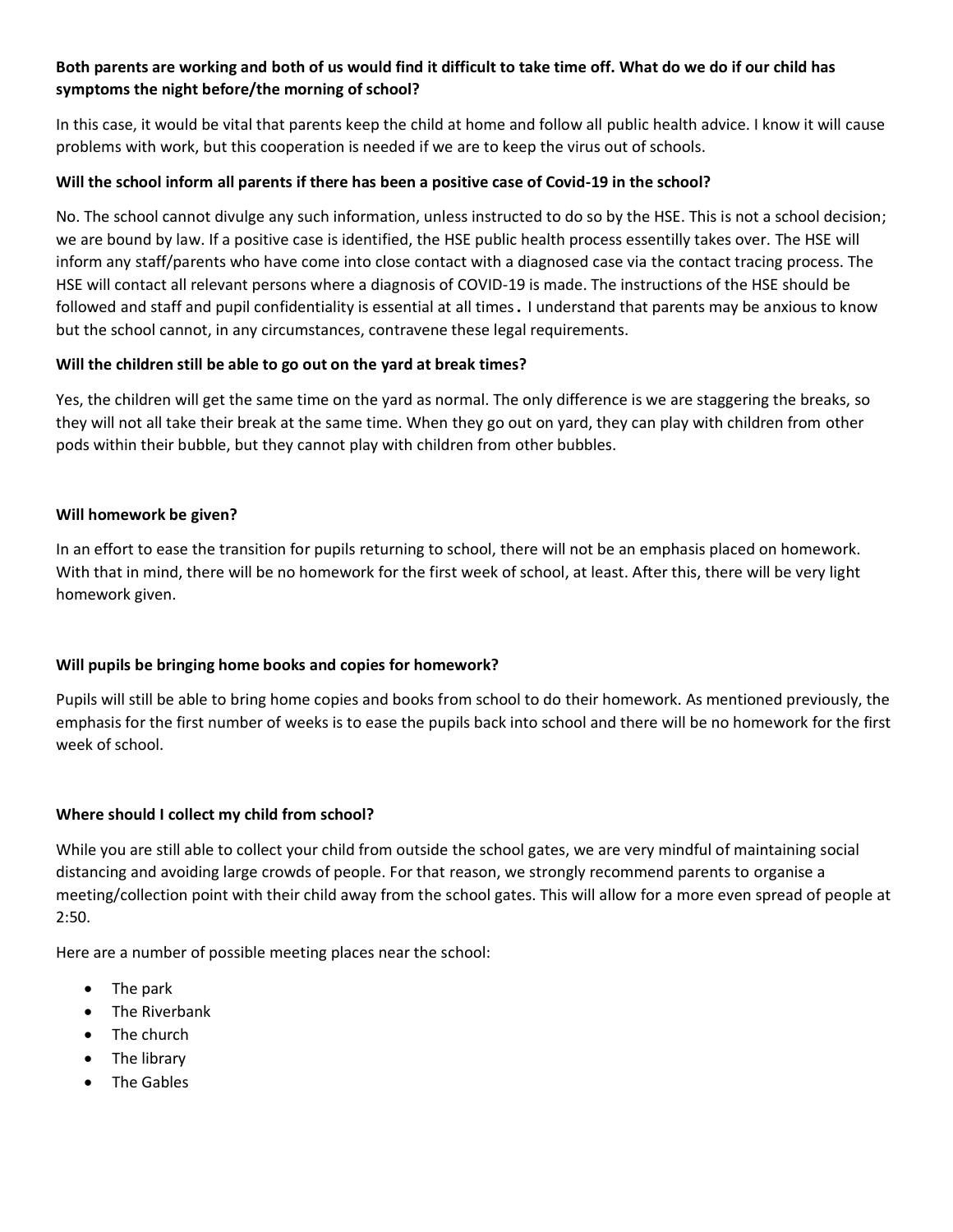**Both parents are working and both of us would find it difficult to take time off. What do we do if our child has symptoms the night before/the morning of school?**

In this case, it would be vital that parents keep the child at home and follow all public health advice. I know it will cause problems with work, but this cooperation is needed if we are to keep the virus out of schools.

**Will the school inform all parents if there has been a positive case of Covid-19 in the school?**

No. The school cannot divulge any such information, unless instructed to do so by the HSE. This is not a school decision; we are bound by law. If a positive case is identified, the HSE public health process essentilly takes over. The HSE will inform any staff/parents who have come into close contact with a diagnosed case via the contact tracing process. The HSE will contact all relevant persons where a diagnosis of COVID-19 is made. The instructions of the HSE should be followed and staff and pupil confidentiality is essential at all times**.** I understand that parents may be anxious to know but the school cannot, in any circumstances, contravene these legal requirements.

**Will the children still be able to go out on the yard at break times?**

Yes, the children will get the same time on the yard as normal. The only difference is we are staggering the breaks, so they will not all take their break at the same time. When they go out on yard, they can play with children from other pods within their bubble, but they cannot play with children from other bubbles.

**Will homework be given?**

In an effort to ease the transition for pupils returning to school, there will not be an emphasis placed on homework. With that in mind, there will be no homework for the first week of school, at least. After this, there will be very light homework given.

**Will pupils be bringing home books and copies for homework?**

Pupils will still be able to bring home copies and books from school to do their homework. As mentioned previously, the emphasis for the first number of weeks is to ease the pupils back into school and there will be no homework for the first week of school.

**Where should I collect my child from school?**

While you are still able to collect your child from outside the school gates, we are very mindful of maintaining social distancing and avoiding large crowds of people. For that reason, we strongly recommend parents to organise a meeting/collection point with their child away from the school gates. This will allow for a more even spread of people at 2:50.

Here are a number of possible meeting places near the school:

- The park
- The Riverbank
- The church
- The library
- The Gables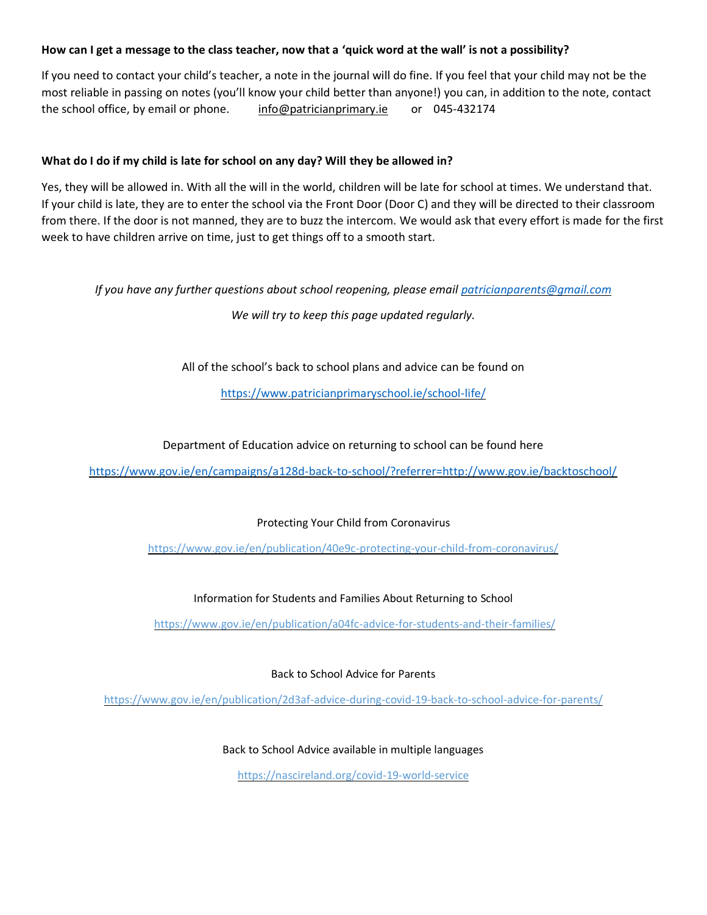**How can I get a message to the class teacher, now that a 'quick word at the wall' is not a possibility?**

If you need to contact your child's teacher, a note in the journal will do fine. If you feel that your child may not be the most reliable in passing on notes (you'll know your child better than anyone!) you can, in addition to the note, contact the school office, by email or phone. info@patricianprimary.ie or 045-432174

**What do I do if my child is late for school on any day? Will they be allowed in?**

Yes, they will be allowed in. With all the will in the world, children will be late for school at times. We understand that. If your child is late, they are to enter the school via the Front Door (Door C) and they will be directed to their classroom from there. If the door is not manned, they are to buzz the intercom. We would ask that every effort is made for the first week to have children arrive on time, just to get things off to a smooth start.

*If you have any further questions about school reopening, please email patricianparents@gmail.com*

*We will try to keep this page updated regularly.*

All of the school's back to school plans and advice can be found on

https://www.patricianprimaryschool.ie/school-life/

Department of Education advice on returning to school can be found here

https://www.gov.ie/en/campaigns/a128d-back-to-school/?referrer=http://www.gov.ie/backtoschool/

Protecting Your Child from Coronavirus

https://www.gov.ie/en/publication/40e9c-protecting-your-child-from-coronavirus/

Information for Students and Families About Returning to School

https://www.gov.ie/en/publication/a04fc-advice-for-students-and-their-families/

Back to School Advice for Parents

https://www.gov.ie/en/publication/2d3af-advice-during-covid-19-back-to-school-advice-for-parents/

Back to School Advice available in multiple languages

https://nascireland.org/covid-19-world-service